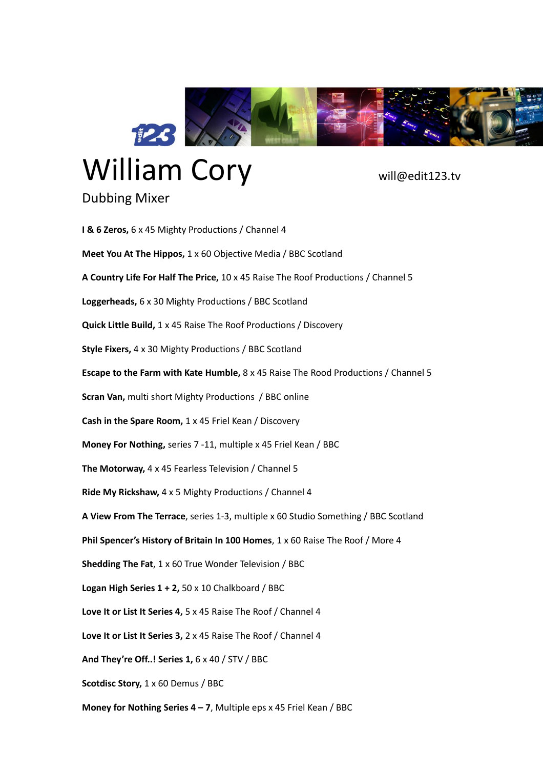# William Cory

will@edit123.tv

## Dubbing Mixer

**I & 6 Zeros,** 6 x 45 Mighty Productions / Channel 4

**Meet You At The Hippos,** 1 x 60 Objective Media / BBC Scotland

**A Country Life For Half The Price,** 10 x 45 Raise The Roof Productions / Channel 5

**Loggerheads,** 6 x 30 Mighty Productions / BBC Scotland

**Quick Little Build,** 1 x 45 Raise The Roof Productions / Discovery

**Style Fixers,** 4 x 30 Mighty Productions / BBC Scotland

**Escape to the Farm with Kate Humble,** 8 x 45 Raise The Rood Productions / Channel 5

**Scran Van,** multi short Mighty Productions / BBC online

**Cash in the Spare Room,** 1 x 45 Friel Kean / Discovery

**Money For Nothing,** series 7 -11, multiple x 45 Friel Kean / BBC

**The Motorway,** 4 x 45 Fearless Television / Channel 5

**Ride My Rickshaw,** 4 x 5 Mighty Productions / Channel 4

**A View From The Terrace**, series 1-3, multiple x 60 Studio Something / BBC Scotland

**Phil Spencer's History of Britain In 100 Homes**, 1 x 60 Raise The Roof / More 4

**Shedding The Fat**, 1 x 60 True Wonder Television / BBC

**Logan High Series 1 + 2,** 50 x 10 Chalkboard / BBC

**Love It or List It Series 4,** 5 x 45 Raise The Roof / Channel 4

**Love It or List It Series 3,** 2 x 45 Raise The Roof / Channel 4

**And They're Off..! Series 1,** 6 x 40 / STV / BBC

**Scotdisc Story,** 1 x 60 Demus / BBC

**Money for Nothing Series 4 – 7**, Multiple eps x 45 Friel Kean / BBC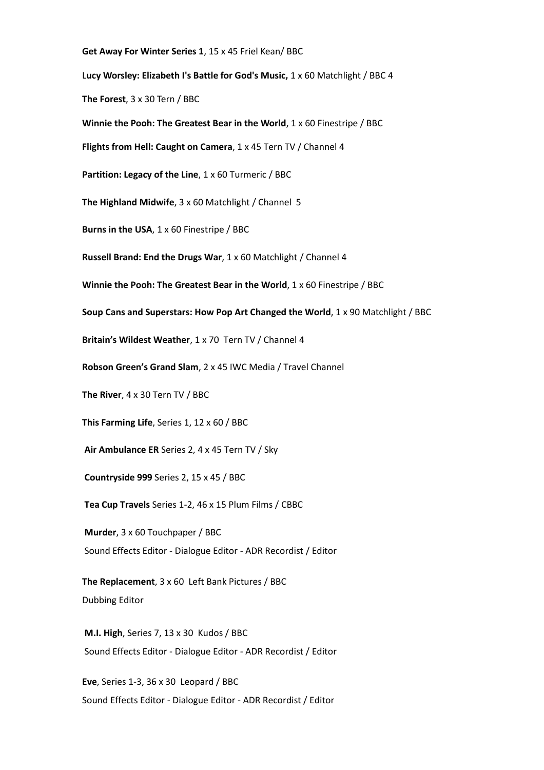**Get Away For Winter Series 1**, 15 x 45 Friel Kean/ BBC

L**ucy Worsley: Elizabeth I's Battle for God's Music,** 1 x 60 Matchlight / BBC 4

**The Forest**, 3 x 30 Tern / BBC

**Winnie the Pooh: The Greatest Bear in the World**, 1 x 60 Finestripe / BBC

**Flights from Hell: Caught on Camera**, 1 x 45 Tern TV / Channel 4

**Partition: Legacy of the Line**, 1 x 60 Turmeric / BBC

**The Highland Midwife**, 3 x 60 Matchlight / Channel 5

**Burns in the USA**, 1 x 60 Finestripe / BBC

**Russell Brand: End the Drugs War**, 1 x 60 Matchlight / Channel 4

**Winnie the Pooh: The Greatest Bear in the World**, 1 x 60 Finestripe / BBC

**Soup Cans and Superstars: How Pop Art Changed the World**, 1 x 90 Matchlight / BBC

**Britain's Wildest Weather**, 1 x 70 Tern TV / Channel 4

**Robson Green's Grand Slam**, 2 x 45 IWC Media / Travel Channel

**The River**, 4 x 30 Tern TV / BBC

**This Farming Life**, Series 1, 12 x 60 / BBC

**Air Ambulance ER** Series 2, 4 x 45 Tern TV / Sky

**Countryside 999** Series 2, 15 x 45 / BBC

**Tea Cup Travels** Series 1-2, 46 x 15 Plum Films / CBBC

**Murder**, 3 x 60 Touchpaper / BBC
Sound Effects Editor - Dialogue Editor - ADR Recordist / Editor

**The Replacement**, 3 x 60 Left Bank Pictures / BBC
Dubbing Editor

**M.I. High**, Series 7, 13 x 30 Kudos / BBC
Sound Effects Editor - Dialogue Editor - ADR Recordist / Editor

**Eve**, Series 1-3, 36 x 30 Leopard / BBC
Sound Effects Editor - Dialogue Editor - ADR Recordist / Editor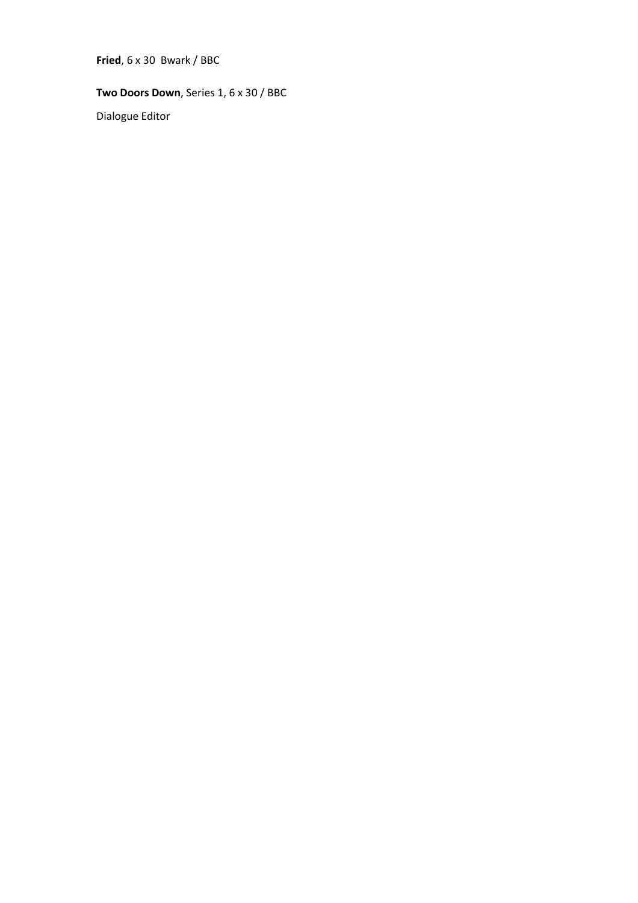**Fried**, 6 x 30  Bwark / BBC

**Two Doors Down**, Series 1, 6 x 30 / BBC

Dialogue Editor